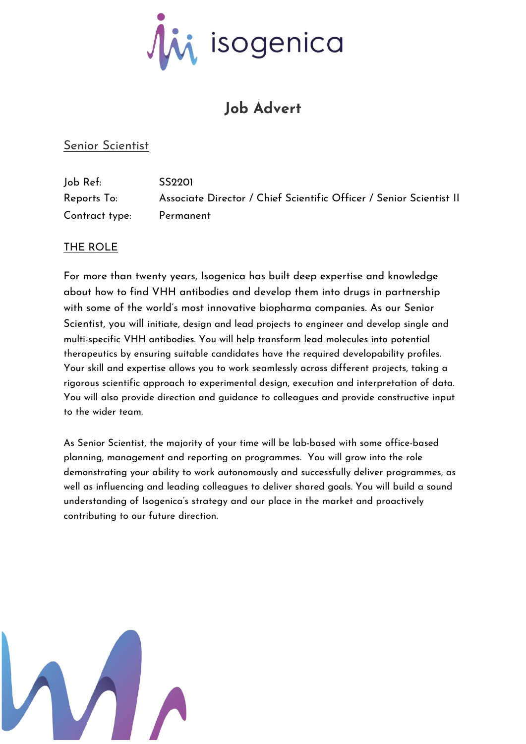isogenica

# Job Advert

## Senior Scientist

| | |
|---|---|
| Job Ref: | SS2201 |
| Reports To: | Associate Director / Chief Scientific Officer / Senior Scientist II |
| Contract type: | Permanent |

### THE ROLE

For more than twenty years, Isogenica has built deep expertise and knowledge about how to find VHH antibodies and develop them into drugs in partnership with some of the world's most innovative biopharma companies. As our Senior Scientist, you will initiate, design and lead projects to engineer and develop single and multi-specific VHH antibodies. You will help transform lead molecules into potential therapeutics by ensuring suitable candidates have the required developability profiles. Your skill and expertise allows you to work seamlessly across different projects, taking a rigorous scientific approach to experimental design, execution and interpretation of data. You will also provide direction and guidance to colleagues and provide constructive input to the wider team.

As Senior Scientist, the majority of your time will be lab-based with some office-based planning, management and reporting on programmes. You will grow into the role demonstrating your ability to work autonomously and successfully deliver programmes, as well as influencing and leading colleagues to deliver shared goals. You will build a sound understanding of Isogenica's strategy and our place in the market and proactively contributing to our future direction.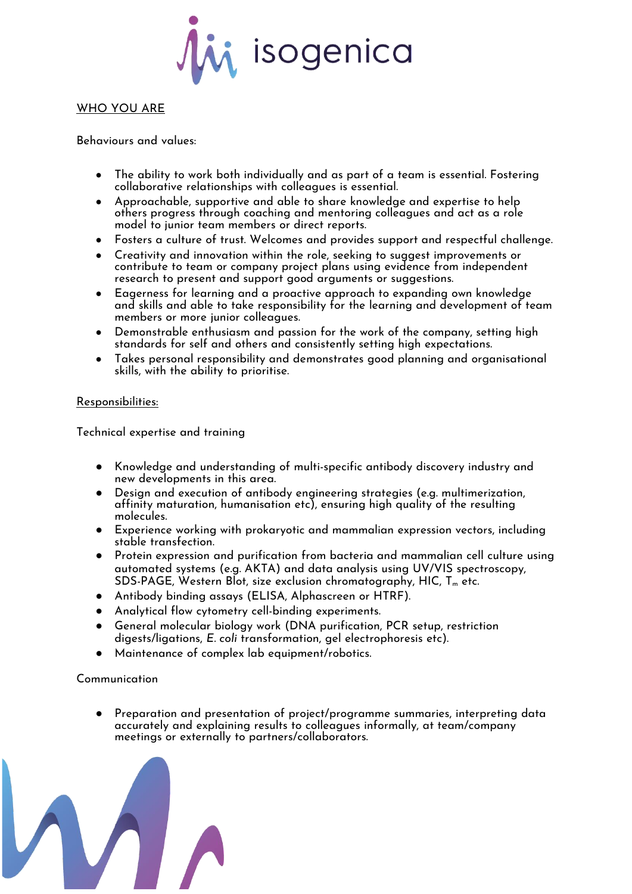## WHO YOU ARE

Behaviours and values:

- The ability to work both individually and as part of a team is essential. Fostering collaborative relationships with colleagues is essential.
- Approachable, supportive and able to share knowledge and expertise to help others progress through coaching and mentoring colleagues and act as a role model to junior team members or direct reports.
- Fosters a culture of trust. Welcomes and provides support and respectful challenge.
- Creativity and innovation within the role, seeking to suggest improvements or contribute to team or company project plans using evidence from independent research to present and support good arguments or suggestions.
- Eagerness for learning and a proactive approach to expanding own knowledge and skills and able to take responsibility for the learning and development of team members or more junior colleagues.
- Demonstrable enthusiasm and passion for the work of the company, setting high standards for self and others and consistently setting high expectations.
- Takes personal responsibility and demonstrates good planning and organisational skills, with the ability to prioritise.

### Responsibilities:

Technical expertise and training

- Knowledge and understanding of multi-specific antibody discovery industry and new developments in this area.
- Design and execution of antibody engineering strategies (e.g. multimerization, affinity maturation, humanisation etc), ensuring high quality of the resulting molecules.
- Experience working with prokaryotic and mammalian expression vectors, including stable transfection.
- Protein expression and purification from bacteria and mammalian cell culture using automated systems (e.g. AKTA) and data analysis using UV/VIS spectroscopy, SDS-PAGE, Western Blot, size exclusion chromatography, HIC, $T_m$ etc.
- Antibody binding assays (ELISA, Alphascreen or HTRF).
- Analytical flow cytometry cell-binding experiments.
- General molecular biology work (DNA purification, PCR setup, restriction digests/ligations, *E. coli* transformation, gel electrophoresis etc).
- Maintenance of complex lab equipment/robotics.

Communication

- Preparation and presentation of project/programme summaries, interpreting data accurately and explaining results to colleagues informally, at team/company meetings or externally to partners/collaborators.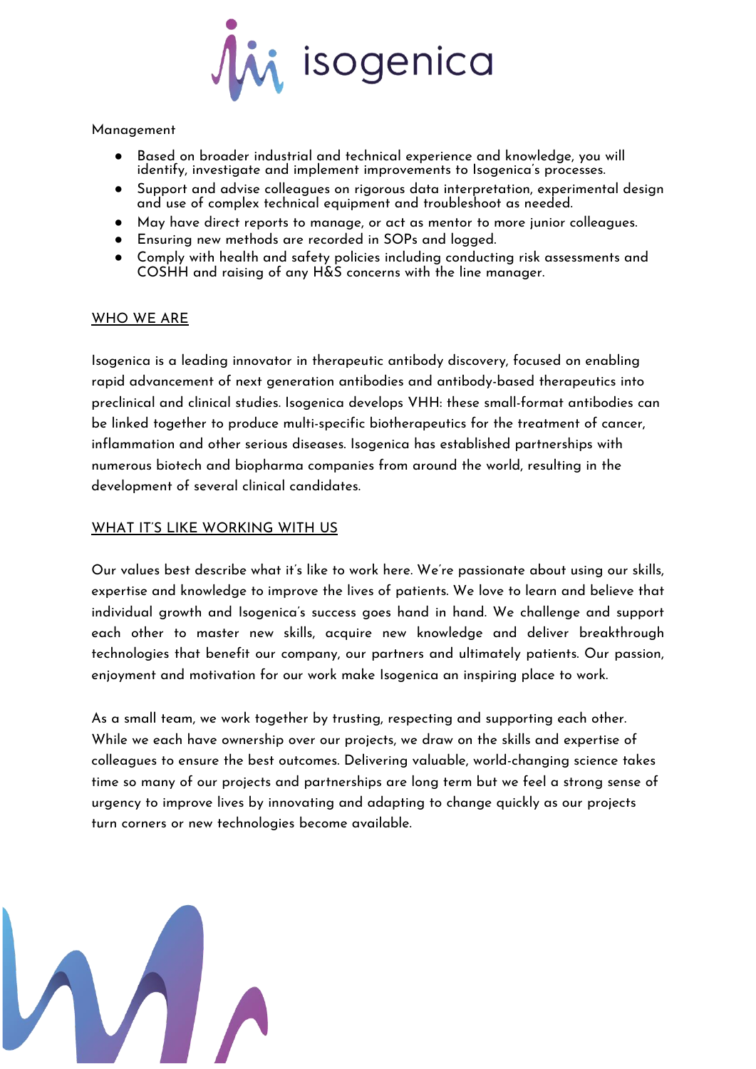Management

- Based on broader industrial and technical experience and knowledge, you will identify, investigate and implement improvements to Isogenica's processes.
- Support and advise colleagues on rigorous data interpretation, experimental design and use of complex technical equipment and troubleshoot as needed.
- May have direct reports to manage, or act as mentor to more junior colleagues.
- Ensuring new methods are recorded in SOPs and logged.
- Comply with health and safety policies including conducting risk assessments and COSHH and raising of any H&S concerns with the line manager.

## WHO WE ARE

Isogenica is a leading innovator in therapeutic antibody discovery, focused on enabling rapid advancement of next generation antibodies and antibody-based therapeutics into preclinical and clinical studies. Isogenica develops VHH: these small-format antibodies can be linked together to produce multi-specific biotherapeutics for the treatment of cancer, inflammation and other serious diseases. Isogenica has established partnerships with numerous biotech and biopharma companies from around the world, resulting in the development of several clinical candidates.

## WHAT IT'S LIKE WORKING WITH US

Our values best describe what it's like to work here. We're passionate about using our skills, expertise and knowledge to improve the lives of patients. We love to learn and believe that individual growth and Isogenica's success goes hand in hand. We challenge and support each other to master new skills, acquire new knowledge and deliver breakthrough technologies that benefit our company, our partners and ultimately patients. Our passion, enjoyment and motivation for our work make Isogenica an inspiring place to work.

As a small team, we work together by trusting, respecting and supporting each other. While we each have ownership over our projects, we draw on the skills and expertise of colleagues to ensure the best outcomes. Delivering valuable, world-changing science takes time so many of our projects and partnerships are long term but we feel a strong sense of urgency to improve lives by innovating and adapting to change quickly as our projects turn corners or new technologies become available.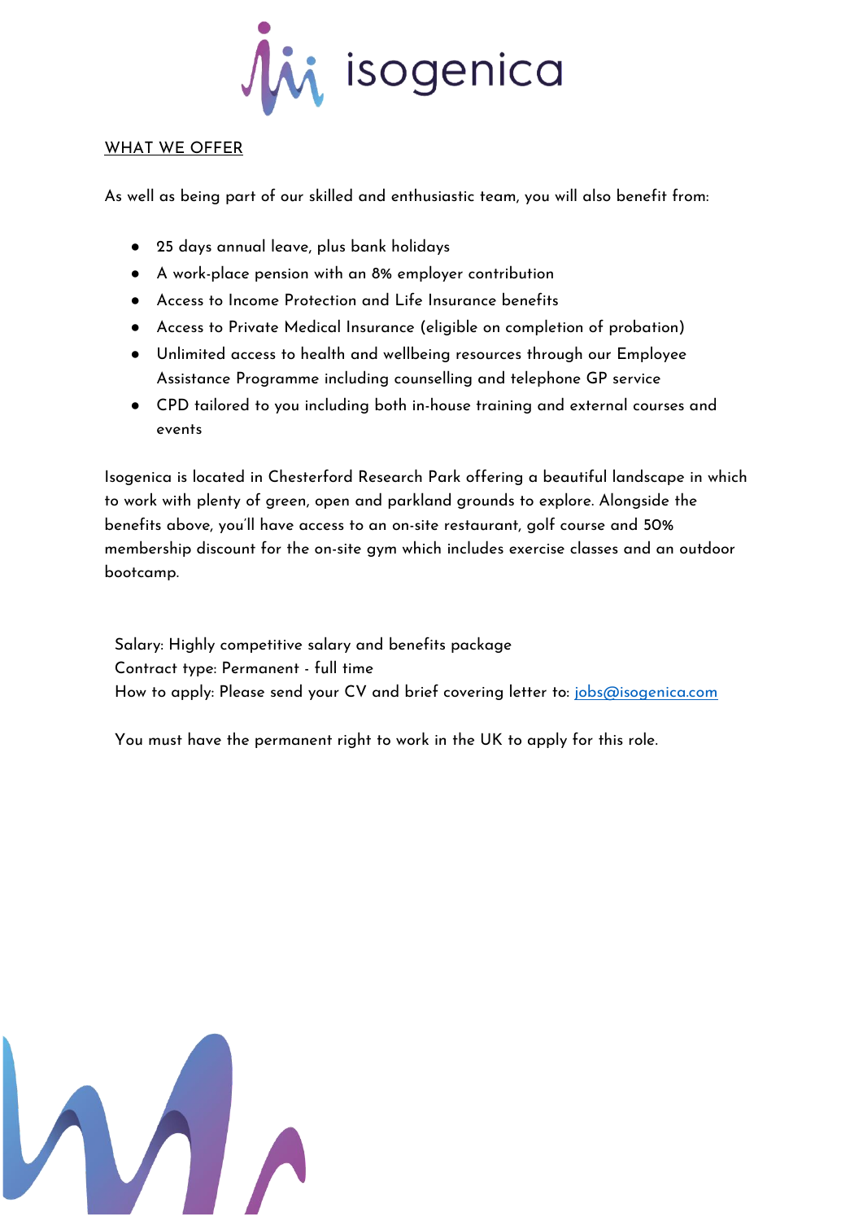## WHAT WE OFFER

As well as being part of our skilled and enthusiastic team, you will also benefit from:

- 25 days annual leave, plus bank holidays
- A work-place pension with an 8% employer contribution
- Access to Income Protection and Life Insurance benefits
- Access to Private Medical Insurance (eligible on completion of probation)
- Unlimited access to health and wellbeing resources through our Employee Assistance Programme including counselling and telephone GP service
- CPD tailored to you including both in-house training and external courses and events

Isogenica is located in Chesterford Research Park offering a beautiful landscape in which to work with plenty of green, open and parkland grounds to explore. Alongside the benefits above, you'll have access to an on-site restaurant, golf course and 50% membership discount for the on-site gym which includes exercise classes and an outdoor bootcamp.

Salary: Highly competitive salary and benefits package
Contract type: Permanent - full time
How to apply: Please send your CV and brief covering letter to: jobs@isogenica.com

You must have the permanent right to work in the UK to apply for this role.